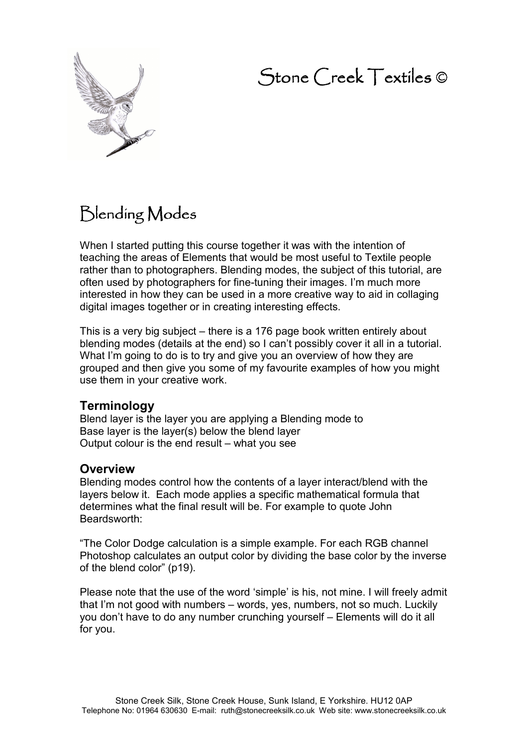# Stone Creek Textiles ©

## Blending Modes

When I started putting this course together it was with the intention of teaching the areas of Elements that would be most useful to Textile people rather than to photographers. Blending modes, the subject of this tutorial, are often used by photographers for fine-tuning their images. I'm much more interested in how they can be used in a more creative way to aid in collaging digital images together or in creating interesting effects.

This is a very big subject – there is a 176 page book written entirely about blending modes (details at the end) so I can't possibly cover it all in a tutorial. What I'm going to do is to try and give you an overview of how they are grouped and then give you some of my favourite examples of how you might use them in your creative work.

### Terminology

Blend layer is the layer you are applying a Blending mode to
Base layer is the layer(s) below the blend layer
Output colour is the end result – what you see

### Overview

Blending modes control how the contents of a layer interact/blend with the layers below it. Each mode applies a specific mathematical formula that determines what the final result will be. For example to quote John Beardsworth:

"The Color Dodge calculation is a simple example. For each RGB channel Photoshop calculates an output color by dividing the base color by the inverse of the blend color" (p19).

Please note that the use of the word 'simple' is his, not mine. I will freely admit that I'm not good with numbers – words, yes, numbers, not so much. Luckily you don't have to do any number crunching yourself – Elements will do it all for you.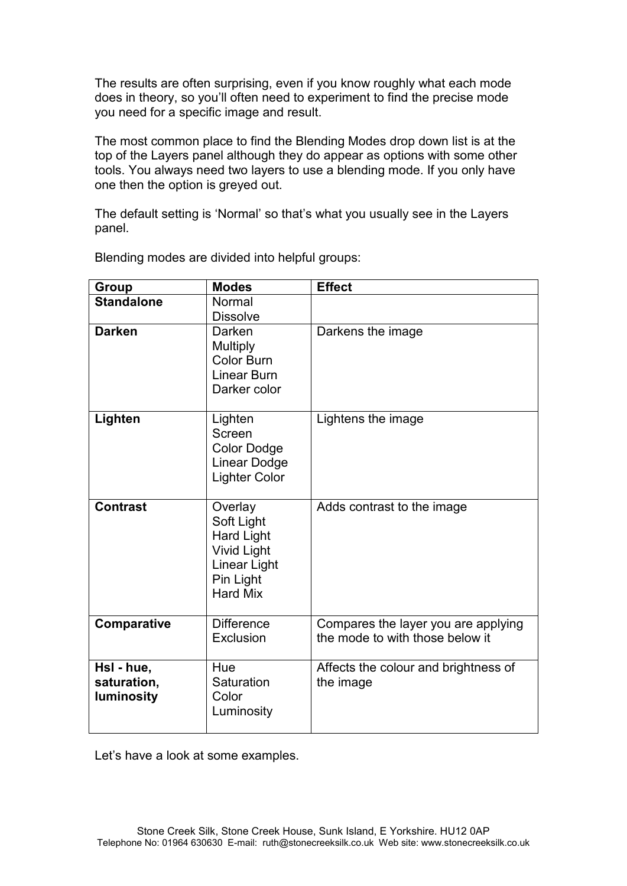The results are often surprising, even if you know roughly what each mode does in theory, so you'll often need to experiment to find the precise mode you need for a specific image and result.

The most common place to find the Blending Modes drop down list is at the top of the Layers panel although they do appear as options with some other tools. You always need two layers to use a blending mode. If you only have one then the option is greyed out.

The default setting is 'Normal' so that's what you usually see in the Layers panel.

Blending modes are divided into helpful groups:

| Group | Modes | Effect |
|---|---|---|
| **Standalone** | Normal<br>Dissolve | |
| **Darken** | Darken<br>Multiply<br>Color Burn<br>Linear Burn<br>Darker color | Darkens the image |
| **Lighten** | Lighten<br>Screen<br>Color Dodge<br>Linear Dodge<br>Lighter Color | Lightens the image |
| **Contrast** | Overlay<br>Soft Light<br>Hard Light<br>Vivid Light<br>Linear Light<br>Pin Light<br>Hard Mix | Adds contrast to the image |
| **Comparative** | Difference<br>Exclusion | Compares the layer you are applying the mode to with those below it |
| **Hsl - hue, saturation, luminosity** | Hue<br>Saturation<br>Color<br>Luminosity | Affects the colour and brightness of the image |

Let's have a look at some examples.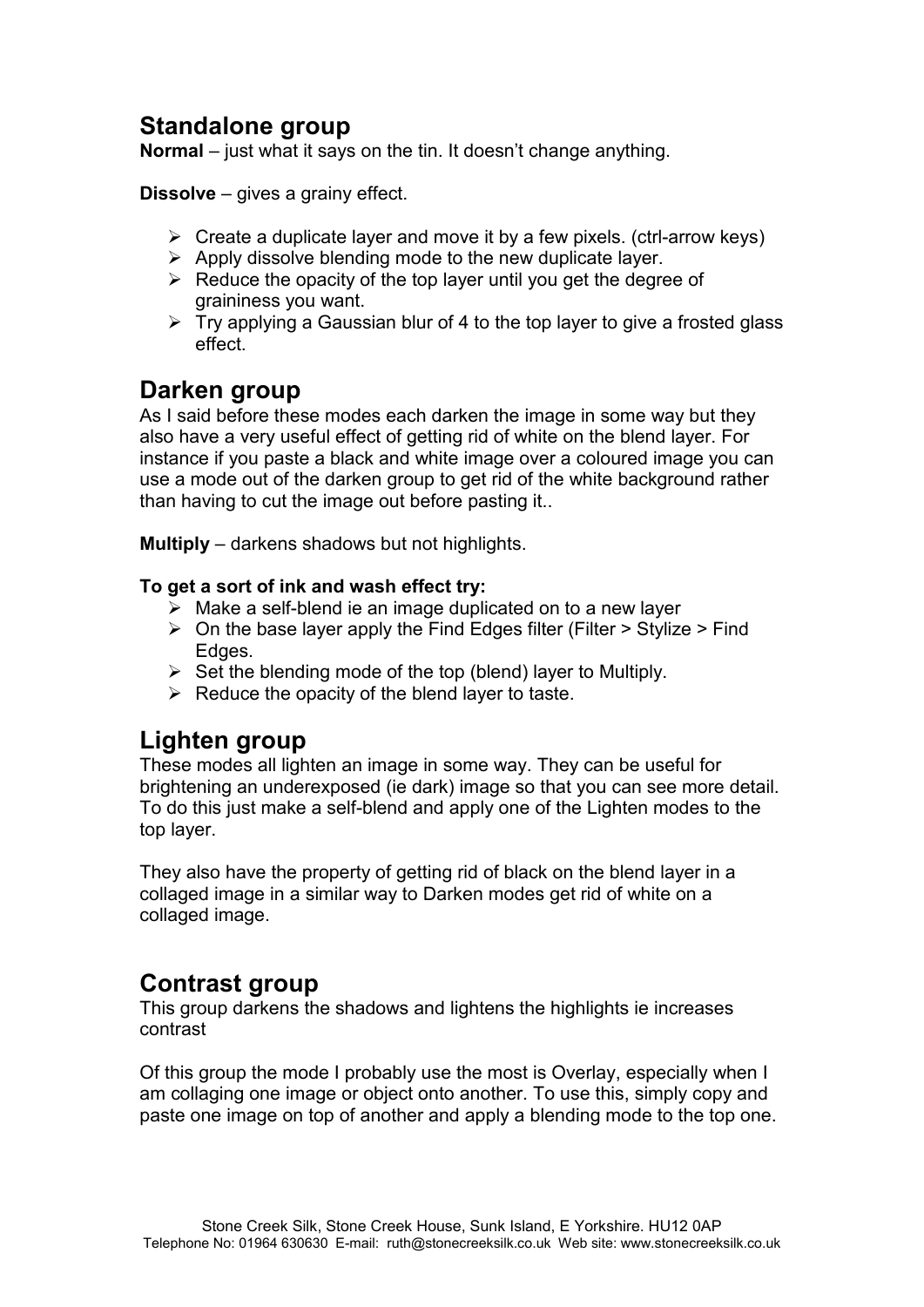## Standalone group

**Normal** – just what it says on the tin. It doesn't change anything.

**Dissolve** – gives a grainy effect.

- Create a duplicate layer and move it by a few pixels. (ctrl-arrow keys)
- Apply dissolve blending mode to the new duplicate layer.
- Reduce the opacity of the top layer until you get the degree of graininess you want.
- Try applying a Gaussian blur of 4 to the top layer to give a frosted glass effect.

## Darken group

As I said before these modes each darken the image in some way but they also have a very useful effect of getting rid of white on the blend layer. For instance if you paste a black and white image over a coloured image you can use a mode out of the darken group to get rid of the white background rather than having to cut the image out before pasting it..

**Multiply** – darkens shadows but not highlights.

**To get a sort of ink and wash effect try:**

- Make a self-blend ie an image duplicated on to a new layer
- On the base layer apply the Find Edges filter (Filter > Stylize > Find Edges.
- Set the blending mode of the top (blend) layer to Multiply.
- Reduce the opacity of the blend layer to taste.

## Lighten group

These modes all lighten an image in some way. They can be useful for brightening an underexposed (ie dark) image so that you can see more detail. To do this just make a self-blend and apply one of the Lighten modes to the top layer.

They also have the property of getting rid of black on the blend layer in a collaged image in a similar way to Darken modes get rid of white on a collaged image.

## Contrast group

This group darkens the shadows and lightens the highlights ie increases contrast

Of this group the mode I probably use the most is Overlay, especially when I am collaging one image or object onto another. To use this, simply copy and paste one image on top of another and apply a blending mode to the top one.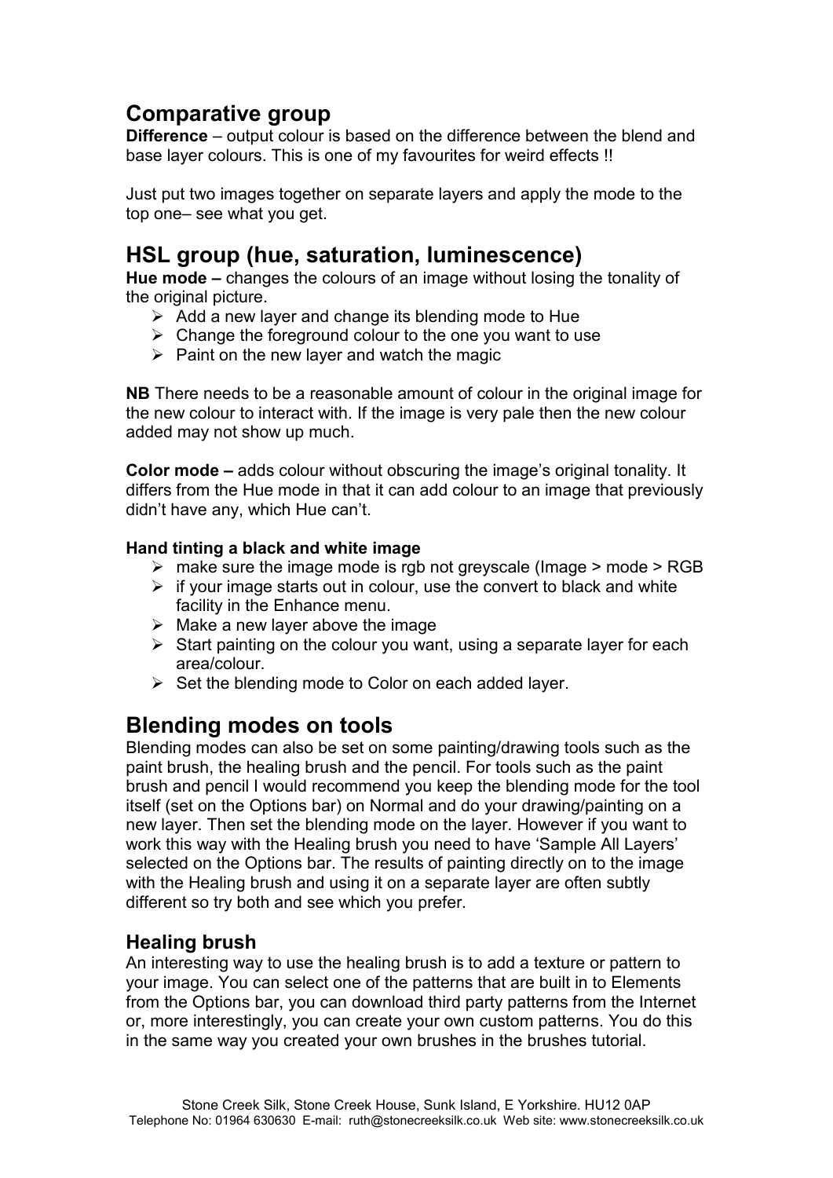## Comparative group

**Difference** – output colour is based on the difference between the blend and base layer colours. This is one of my favourites for weird effects !!

Just put two images together on separate layers and apply the mode to the top one– see what you get.

## HSL group (hue, saturation, luminescence)

**Hue mode –** changes the colours of an image without losing the tonality of the original picture.

- Add a new layer and change its blending mode to Hue
- Change the foreground colour to the one you want to use
- Paint on the new layer and watch the magic

**NB** There needs to be a reasonable amount of colour in the original image for the new colour to interact with. If the image is very pale then the new colour added may not show up much.

**Color mode –** adds colour without obscuring the image's original tonality. It differs from the Hue mode in that it can add colour to an image that previously didn't have any, which Hue can't.

**Hand tinting a black and white image**

- make sure the image mode is rgb not greyscale (Image > mode > RGB
- if your image starts out in colour, use the convert to black and white facility in the Enhance menu.
- Make a new layer above the image
- Start painting on the colour you want, using a separate layer for each area/colour.
- Set the blending mode to Color on each added layer.

## Blending modes on tools

Blending modes can also be set on some painting/drawing tools such as the paint brush, the healing brush and the pencil. For tools such as the paint brush and pencil I would recommend you keep the blending mode for the tool itself (set on the Options bar) on Normal and do your drawing/painting on a new layer. Then set the blending mode on the layer. However if you want to work this way with the Healing brush you need to have 'Sample All Layers' selected on the Options bar. The results of painting directly on to the image with the Healing brush and using it on a separate layer are often subtly different so try both and see which you prefer.

### Healing brush

An interesting way to use the healing brush is to add a texture or pattern to your image. You can select one of the patterns that are built in to Elements from the Options bar, you can download third party patterns from the Internet or, more interestingly, you can create your own custom patterns. You do this in the same way you created your own brushes in the brushes tutorial.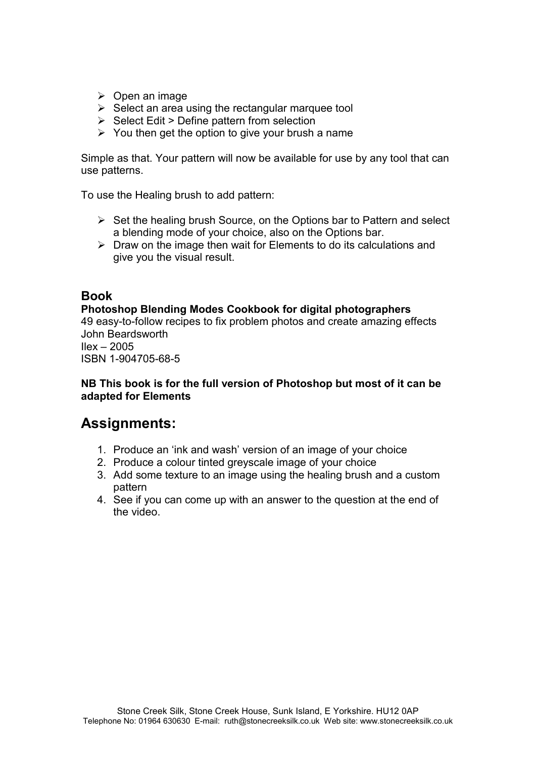- Open an image
- Select an area using the rectangular marquee tool
- Select Edit > Define pattern from selection
- You then get the option to give your brush a name

Simple as that. Your pattern will now be available for use by any tool that can use patterns.

To use the Healing brush to add pattern:

- Set the healing brush Source, on the Options bar to Pattern and select a blending mode of your choice, also on the Options bar.
- Draw on the image then wait for Elements to do its calculations and give you the visual result.

### Book

**Photoshop Blending Modes Cookbook for digital photographers**
49 easy-to-follow recipes to fix problem photos and create amazing effects
John Beardsworth
Ilex – 2005
ISBN 1-904705-68-5

**NB This book is for the full version of Photoshop but most of it can be adapted for Elements**

## Assignments:

1. Produce an 'ink and wash' version of an image of your choice
2. Produce a colour tinted greyscale image of your choice
3. Add some texture to an image using the healing brush and a custom pattern
4. See if you can come up with an answer to the question at the end of the video.